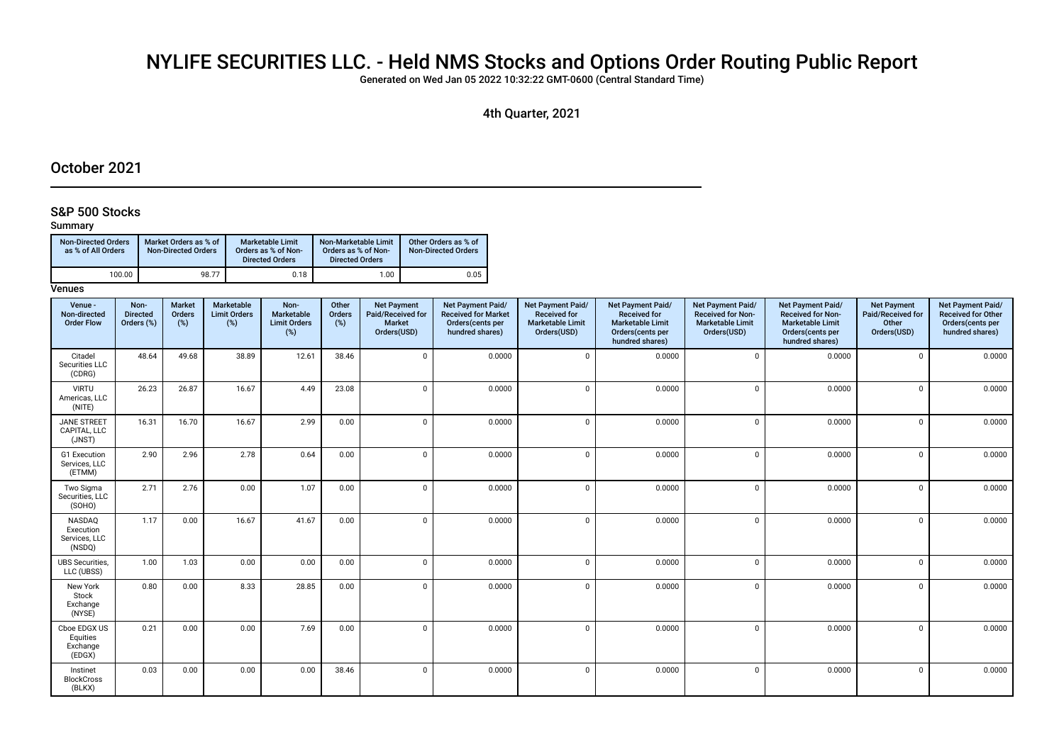# NYLIFE SECURITIES LLC. - Held NMS Stocks and Options Order Routing Public Report

Generated on Wed Jan 05 2022 10:32:22 GMT-0600 (Central Standard Time)

4th Quarter, 2021

## October 2021

### S&P 500 Stocks

**Summary**

| Non-Directed Orders as % of All Orders | Market Orders as % of Non-Directed Orders | Marketable Limit Orders as % of Non-Directed Orders | Non-Marketable Limit Orders as % of Non-Directed Orders | Other Orders as % of Non-Directed Orders |
|---|---|---|---|---|
| 100.00 | 98.77 | 0.18 | 1.00 | 0.05 |

**Venues**

| Venue - Non-directed Order Flow | Non-Directed Orders (%) | Market Orders (%) | Marketable Limit Orders (%) | Non-Marketable Limit Orders (%) | Other Orders (%) | Net Payment Paid/Received for Market Orders(USD) | Net Payment Paid/Received for Market Orders(cents per hundred shares) | Net Payment Paid/Received for Marketable Limit Orders(USD) | Net Payment Paid/Received for Marketable Limit Orders(cents per hundred shares) | Net Payment Paid/Received for Non-Marketable Limit Orders(USD) | Net Payment Paid/Received for Non-Marketable Limit Orders(cents per hundred shares) | Net Payment Paid/Received for Other Orders(USD) | Net Payment Paid/Received for Other Orders(cents per hundred shares) |
|---|---|---|---|---|---|---|---|---|---|---|---|---|---|
| Citadel Securities LLC (CDRG) | 48.64 | 49.68 | 38.89 | 12.61 | 38.46 | 0 | 0.0000 | 0 | 0.0000 | 0 | 0.0000 | 0 | 0.0000 |
| VIRTU Americas, LLC (NITE) | 26.23 | 26.87 | 16.67 | 4.49 | 23.08 | 0 | 0.0000 | 0 | 0.0000 | 0 | 0.0000 | 0 | 0.0000 |
| JANE STREET CAPITAL, LLC (JNST) | 16.31 | 16.70 | 16.67 | 2.99 | 0.00 | 0 | 0.0000 | 0 | 0.0000 | 0 | 0.0000 | 0 | 0.0000 |
| G1 Execution Services, LLC (ETMM) | 2.90 | 2.96 | 2.78 | 0.64 | 0.00 | 0 | 0.0000 | 0 | 0.0000 | 0 | 0.0000 | 0 | 0.0000 |
| Two Sigma Securities, LLC (SOHO) | 2.71 | 2.76 | 0.00 | 1.07 | 0.00 | 0 | 0.0000 | 0 | 0.0000 | 0 | 0.0000 | 0 | 0.0000 |
| NASDAQ Execution Services, LLC (NSDQ) | 1.17 | 0.00 | 16.67 | 41.67 | 0.00 | 0 | 0.0000 | 0 | 0.0000 | 0 | 0.0000 | 0 | 0.0000 |
| UBS Securities, LLC (UBSS) | 1.00 | 1.03 | 0.00 | 0.00 | 0.00 | 0 | 0.0000 | 0 | 0.0000 | 0 | 0.0000 | 0 | 0.0000 |
| New York Stock Exchange (NYSE) | 0.80 | 0.00 | 8.33 | 28.85 | 0.00 | 0 | 0.0000 | 0 | 0.0000 | 0 | 0.0000 | 0 | 0.0000 |
| Cboe EDGX US Equities Exchange (EDGX) | 0.21 | 0.00 | 0.00 | 7.69 | 0.00 | 0 | 0.0000 | 0 | 0.0000 | 0 | 0.0000 | 0 | 0.0000 |
| Instinet BlockCross (BLKX) | 0.03 | 0.00 | 0.00 | 0.00 | 38.46 | 0 | 0.0000 | 0 | 0.0000 | 0 | 0.0000 | 0 | 0.0000 |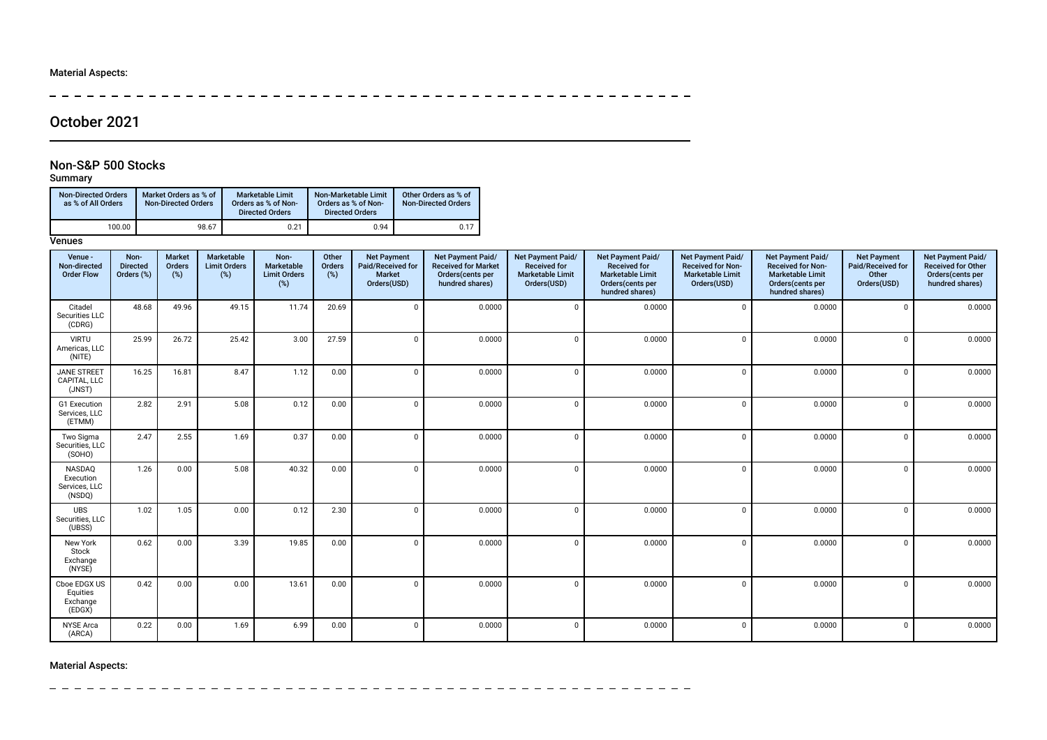Material Aspects:

## October 2021

### Non-S&P 500 Stocks

Summary

| Non-Directed Orders as % of All Orders | Market Orders as % of Non-Directed Orders | Marketable Limit Orders as % of Non-Directed Orders | Non-Marketable Limit Orders as % of Non-Directed Orders | Other Orders as % of Non-Directed Orders |
|---|---|---|---|---|
| 100.00 | 98.67 | 0.21 | 0.94 | 0.17 |

Venues

| Venue - Non-directed Order Flow | Non-Directed Orders (%) | Market Orders (%) | Marketable Limit Orders (%) | Non-Marketable Limit Orders (%) | Other Orders (%) | Net Payment Paid/Received for Market Orders(USD) | Net Payment Paid/Received for Market Orders(cents per hundred shares) | Net Payment Paid/Received for Marketable Limit Orders(USD) | Net Payment Paid/Received for Marketable Limit Orders(cents per hundred shares) | Net Payment Paid/Received for Non-Marketable Limit Orders(USD) | Net Payment Paid/Received for Non-Marketable Limit Orders(cents per hundred shares) | Net Payment Paid/Received for Other Orders(USD) | Net Payment Paid/Received for Other Orders(cents per hundred shares) |
|---|---|---|---|---|---|---|---|---|---|---|---|---|---|
| Citadel Securities LLC (CDRG) | 48.68 | 49.96 | 49.15 | 11.74 | 20.69 | 0 | 0.0000 | 0 | 0.0000 | 0 | 0.0000 | 0 | 0.0000 |
| VIRTU Americas, LLC (NITE) | 25.99 | 26.72 | 25.42 | 3.00 | 27.59 | 0 | 0.0000 | 0 | 0.0000 | 0 | 0.0000 | 0 | 0.0000 |
| JANE STREET CAPITAL, LLC (JNST) | 16.25 | 16.81 | 8.47 | 1.12 | 0.00 | 0 | 0.0000 | 0 | 0.0000 | 0 | 0.0000 | 0 | 0.0000 |
| G1 Execution Services, LLC (ETMM) | 2.82 | 2.91 | 5.08 | 0.12 | 0.00 | 0 | 0.0000 | 0 | 0.0000 | 0 | 0.0000 | 0 | 0.0000 |
| Two Sigma Securities, LLC (SOHO) | 2.47 | 2.55 | 1.69 | 0.37 | 0.00 | 0 | 0.0000 | 0 | 0.0000 | 0 | 0.0000 | 0 | 0.0000 |
| NASDAQ Execution Services, LLC (NSDQ) | 1.26 | 0.00 | 5.08 | 40.32 | 0.00 | 0 | 0.0000 | 0 | 0.0000 | 0 | 0.0000 | 0 | 0.0000 |
| UBS Securities, LLC (UBSS) | 1.02 | 1.05 | 0.00 | 0.12 | 2.30 | 0 | 0.0000 | 0 | 0.0000 | 0 | 0.0000 | 0 | 0.0000 |
| New York Stock Exchange (NYSE) | 0.62 | 0.00 | 3.39 | 19.85 | 0.00 | 0 | 0.0000 | 0 | 0.0000 | 0 | 0.0000 | 0 | 0.0000 |
| Cboe EDGX US Equities Exchange (EDGX) | 0.42 | 0.00 | 0.00 | 13.61 | 0.00 | 0 | 0.0000 | 0 | 0.0000 | 0 | 0.0000 | 0 | 0.0000 |
| NYSE Arca (ARCA) | 0.22 | 0.00 | 1.69 | 6.99 | 0.00 | 0 | 0.0000 | 0 | 0.0000 | 0 | 0.0000 | 0 | 0.0000 |

Material Aspects: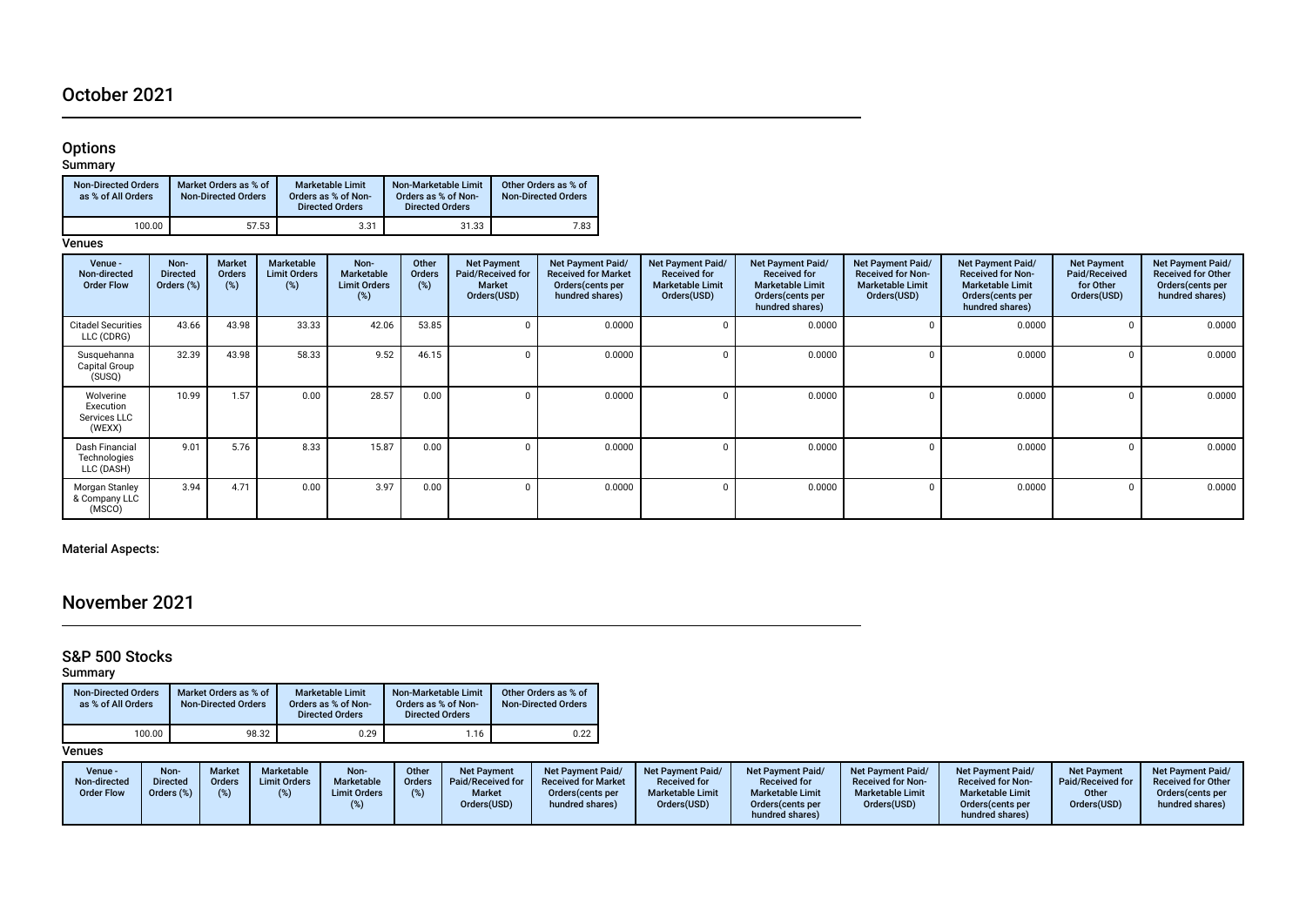# October 2021

## Options

### Summary

| Non-Directed Orders as % of All Orders | Market Orders as % of Non-Directed Orders | Marketable Limit Orders as % of Non-Directed Orders | Non-Marketable Limit Orders as % of Non-Directed Orders | Other Orders as % of Non-Directed Orders |
|---|---|---|---|---|
| 100.00 | 57.53 | 3.31 | 31.33 | 7.83 |

### Venues

| Venue - Non-directed Order Flow | Non-Directed Orders (%) | Market Orders (%) | Marketable Limit Orders (%) | Non-Marketable Limit Orders (%) | Other Orders (%) | Net Payment Paid/Received for Market Orders(USD) | Net Payment Paid/Received for Market Orders(cents per hundred shares) | Net Payment Paid/Received for Marketable Limit Orders(USD) | Net Payment Paid/Received for Marketable Limit Orders(cents per hundred shares) | Net Payment Paid/Received for Non-Marketable Limit Orders(USD) | Net Payment Paid/Received for Non-Marketable Limit Orders(cents per hundred shares) | Net Payment Paid/Received for Other Orders(USD) | Net Payment Paid/Received for Other Orders(cents per hundred shares) |
|---|---|---|---|---|---|---|---|---|---|---|---|---|---|
| Citadel Securities LLC (CDRG) | 43.66 | 43.98 | 33.33 | 42.06 | 53.85 | 0 | 0.0000 | 0 | 0.0000 | 0 | 0.0000 | 0 | 0.0000 |
| Susquehanna Capital Group (SUSQ) | 32.39 | 43.98 | 58.33 | 9.52 | 46.15 | 0 | 0.0000 | 0 | 0.0000 | 0 | 0.0000 | 0 | 0.0000 |
| Wolverine Execution Services LLC (WEXX) | 10.99 | 1.57 | 0.00 | 28.57 | 0.00 | 0 | 0.0000 | 0 | 0.0000 | 0 | 0.0000 | 0 | 0.0000 |
| Dash Financial Technologies LLC (DASH) | 9.01 | 5.76 | 8.33 | 15.87 | 0.00 | 0 | 0.0000 | 0 | 0.0000 | 0 | 0.0000 | 0 | 0.0000 |
| Morgan Stanley & Company LLC (MSCO) | 3.94 | 4.71 | 0.00 | 3.97 | 0.00 | 0 | 0.0000 | 0 | 0.0000 | 0 | 0.0000 | 0 | 0.0000 |

**Material Aspects:**

# November 2021

## S&P 500 Stocks

### Summary

| Non-Directed Orders as % of All Orders | Market Orders as % of Non-Directed Orders | Marketable Limit Orders as % of Non-Directed Orders | Non-Marketable Limit Orders as % of Non-Directed Orders | Other Orders as % of Non-Directed Orders |
|---|---|---|---|---|
| 100.00 | 98.32 | 0.29 | 1.16 | 0.22 |

### Venues

| Venue - Non-directed Order Flow | Non-Directed Orders (%) | Market Orders (%) | Marketable Limit Orders (%) | Non-Marketable Limit Orders (%) | Other Orders (%) | Net Payment Paid/Received for Market Orders(USD) | Net Payment Paid/Received for Market Orders(cents per hundred shares) | Net Payment Paid/Received for Marketable Limit Orders(USD) | Net Payment Paid/Received for Marketable Limit Orders(cents per hundred shares) | Net Payment Paid/Received for Non-Marketable Limit Orders(USD) | Net Payment Paid/Received for Non-Marketable Limit Orders(cents per hundred shares) | Net Payment Paid/Received for Other Orders(USD) | Net Payment Paid/Received for Other Orders(cents per hundred shares) |
|---|---|---|---|---|---|---|---|---|---|---|---|---|---|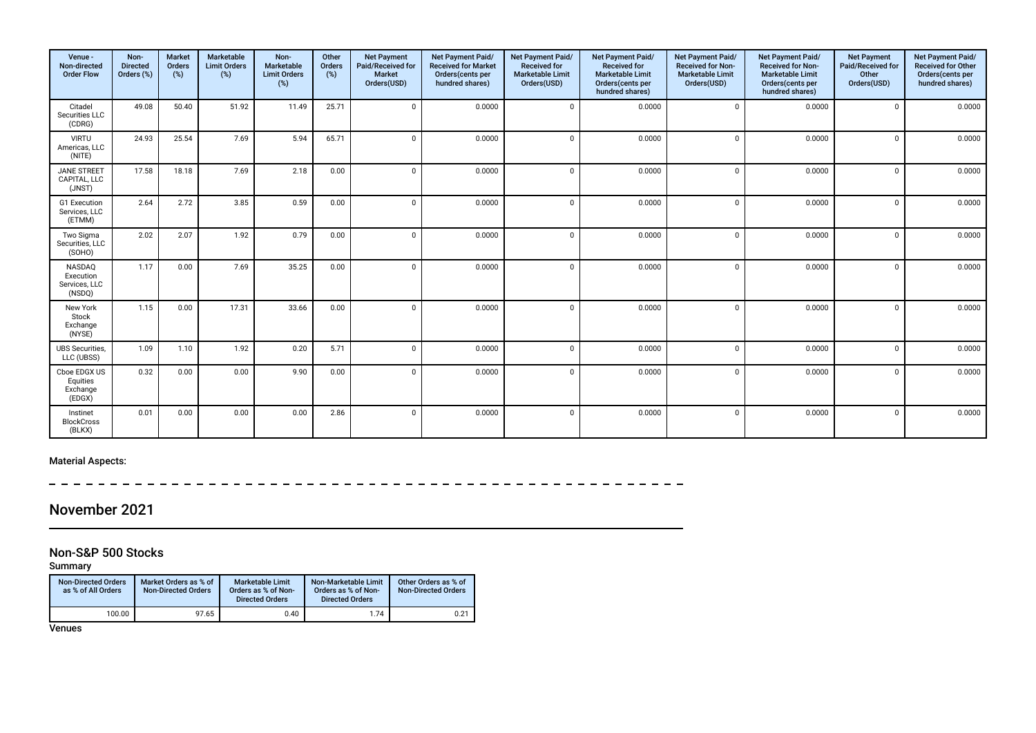| Venue - Non-directed Order Flow | Non-Directed Orders (%) | Market Orders (%) | Marketable Limit Orders (%) | Non-Marketable Limit Orders (%) | Other Orders (%) | Net Payment Paid/Received for Market Orders(USD) | Net Payment Paid/ Received for Market Orders(cents per hundred shares) | Net Payment Paid/ Received for Marketable Limit Orders(USD) | Net Payment Paid/ Received for Marketable Limit Orders(cents per hundred shares) | Net Payment Paid/ Received for Non-Marketable Limit Orders(USD) | Net Payment Paid/ Received for Non-Marketable Limit Orders(cents per hundred shares) | Net Payment Paid/Received for Other Orders(USD) | Net Payment Paid/ Received for Other Orders(cents per hundred shares) |
|---|---|---|---|---|---|---|---|---|---|---|---|---|---|
| Citadel Securities LLC (CDRG) | 49.08 | 50.40 | 51.92 | 11.49 | 25.71 | 0 | 0.0000 | 0 | 0.0000 | 0 | 0.0000 | 0 | 0.0000 |
| VIRTU Americas, LLC (NITE) | 24.93 | 25.54 | 7.69 | 5.94 | 65.71 | 0 | 0.0000 | 0 | 0.0000 | 0 | 0.0000 | 0 | 0.0000 |
| JANE STREET CAPITAL, LLC (JNST) | 17.58 | 18.18 | 7.69 | 2.18 | 0.00 | 0 | 0.0000 | 0 | 0.0000 | 0 | 0.0000 | 0 | 0.0000 |
| G1 Execution Services, LLC (ETMM) | 2.64 | 2.72 | 3.85 | 0.59 | 0.00 | 0 | 0.0000 | 0 | 0.0000 | 0 | 0.0000 | 0 | 0.0000 |
| Two Sigma Securities, LLC (SOHO) | 2.02 | 2.07 | 1.92 | 0.79 | 0.00 | 0 | 0.0000 | 0 | 0.0000 | 0 | 0.0000 | 0 | 0.0000 |
| NASDAQ Execution Services, LLC (NSDQ) | 1.17 | 0.00 | 7.69 | 35.25 | 0.00 | 0 | 0.0000 | 0 | 0.0000 | 0 | 0.0000 | 0 | 0.0000 |
| New York Stock Exchange (NYSE) | 1.15 | 0.00 | 17.31 | 33.66 | 0.00 | 0 | 0.0000 | 0 | 0.0000 | 0 | 0.0000 | 0 | 0.0000 |
| UBS Securities, LLC (UBSS) | 1.09 | 1.10 | 1.92 | 0.20 | 5.71 | 0 | 0.0000 | 0 | 0.0000 | 0 | 0.0000 | 0 | 0.0000 |
| Cboe EDGX US Equities Exchange (EDGX) | 0.32 | 0.00 | 0.00 | 9.90 | 0.00 | 0 | 0.0000 | 0 | 0.0000 | 0 | 0.0000 | 0 | 0.0000 |
| Instinet BlockCross (BLKX) | 0.01 | 0.00 | 0.00 | 0.00 | 2.86 | 0 | 0.0000 | 0 | 0.0000 | 0 | 0.0000 | 0 | 0.0000 |

**Material Aspects:**

---

## November 2021

### Non-S&P 500 Stocks

**Summary**

| Non-Directed Orders as % of All Orders | Market Orders as % of Non-Directed Orders | Marketable Limit Orders as % of Non-Directed Orders | Non-Marketable Limit Orders as % of Non-Directed Orders | Other Orders as % of Non-Directed Orders |
|---|---|---|---|---|
| 100.00 | 97.65 | 0.40 | 1.74 | 0.21 |

**Venues**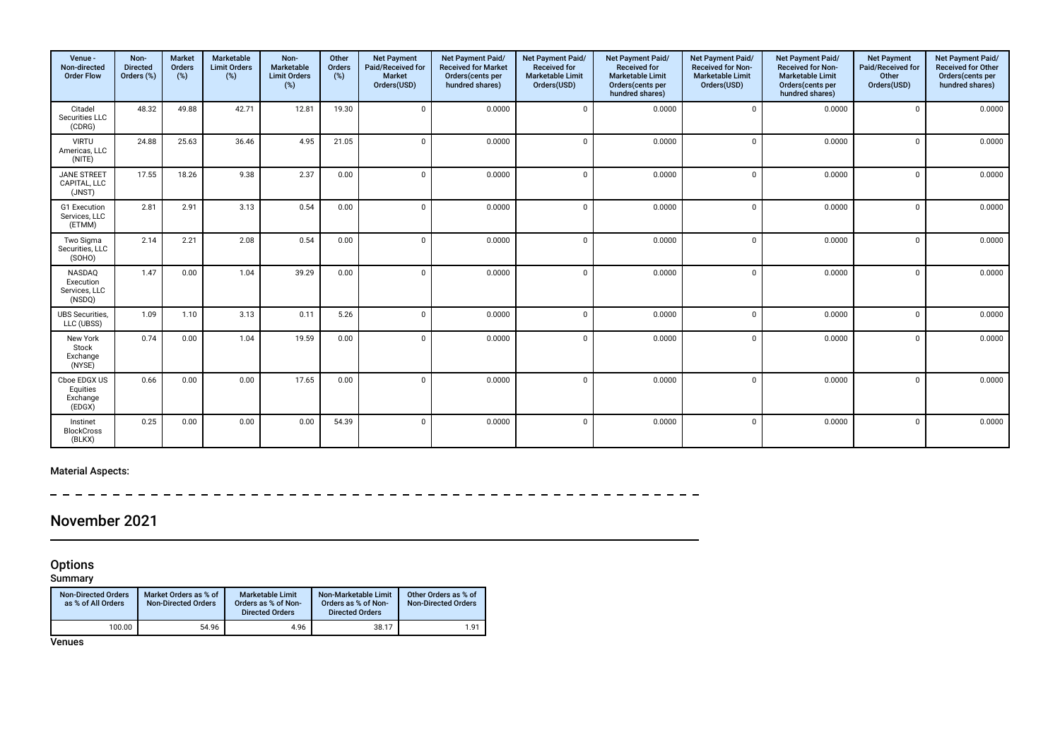| Venue - Non-directed Order Flow | Non-Directed Orders (%) | Market Orders (%) | Marketable Limit Orders (%) | Non-Marketable Limit Orders (%) | Other Orders (%) | Net Payment Paid/Received for Market Orders(USD) | Net Payment Paid/ Received for Market Orders(cents per hundred shares) | Net Payment Paid/ Received for Marketable Limit Orders(USD) | Net Payment Paid/ Received for Marketable Limit Orders(cents per hundred shares) | Net Payment Paid/ Received for Non-Marketable Limit Orders(USD) | Net Payment Paid/ Received for Non-Marketable Limit Orders(cents per hundred shares) | Net Payment Paid/Received for Other Orders(USD) | Net Payment Paid/ Received for Other Orders(cents per hundred shares) |
|---|---|---|---|---|---|---|---|---|---|---|---|---|---|
| Citadel Securities LLC (CDRG) | 48.32 | 49.88 | 42.71 | 12.81 | 19.30 | 0 | 0.0000 | 0 | 0.0000 | 0 | 0.0000 | 0 | 0.0000 |
| VIRTU Americas, LLC (NITE) | 24.88 | 25.63 | 36.46 | 4.95 | 21.05 | 0 | 0.0000 | 0 | 0.0000 | 0 | 0.0000 | 0 | 0.0000 |
| JANE STREET CAPITAL, LLC (JNST) | 17.55 | 18.26 | 9.38 | 2.37 | 0.00 | 0 | 0.0000 | 0 | 0.0000 | 0 | 0.0000 | 0 | 0.0000 |
| G1 Execution Services, LLC (ETMM) | 2.81 | 2.91 | 3.13 | 0.54 | 0.00 | 0 | 0.0000 | 0 | 0.0000 | 0 | 0.0000 | 0 | 0.0000 |
| Two Sigma Securities, LLC (SOHO) | 2.14 | 2.21 | 2.08 | 0.54 | 0.00 | 0 | 0.0000 | 0 | 0.0000 | 0 | 0.0000 | 0 | 0.0000 |
| NASDAQ Execution Services, LLC (NSDQ) | 1.47 | 0.00 | 1.04 | 39.29 | 0.00 | 0 | 0.0000 | 0 | 0.0000 | 0 | 0.0000 | 0 | 0.0000 |
| UBS Securities, LLC (UBSS) | 1.09 | 1.10 | 3.13 | 0.11 | 5.26 | 0 | 0.0000 | 0 | 0.0000 | 0 | 0.0000 | 0 | 0.0000 |
| New York Stock Exchange (NYSE) | 0.74 | 0.00 | 1.04 | 19.59 | 0.00 | 0 | 0.0000 | 0 | 0.0000 | 0 | 0.0000 | 0 | 0.0000 |
| Cboe EDGX US Equities Exchange (EDGX) | 0.66 | 0.00 | 0.00 | 17.65 | 0.00 | 0 | 0.0000 | 0 | 0.0000 | 0 | 0.0000 | 0 | 0.0000 |
| Instinet BlockCross (BLKX) | 0.25 | 0.00 | 0.00 | 0.00 | 54.39 | 0 | 0.0000 | 0 | 0.0000 | 0 | 0.0000 | 0 | 0.0000 |

**Material Aspects:**

## November 2021

### Options

**Summary**

| Non-Directed Orders as % of All Orders | Market Orders as % of Non-Directed Orders | Marketable Limit Orders as % of Non-Directed Orders | Non-Marketable Limit Orders as % of Non-Directed Orders | Other Orders as % of Non-Directed Orders |
|---|---|---|---|---|
| 100.00 | 54.96 | 4.96 | 38.17 | 1.91 |

**Venues**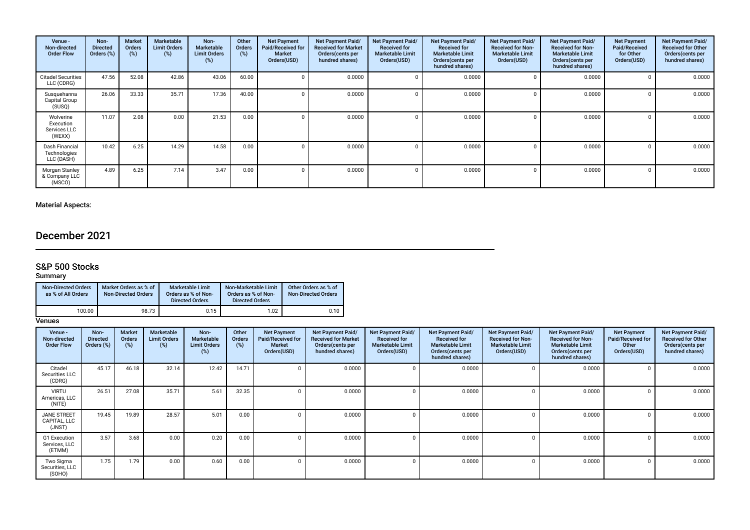| Venue - Non-directed Order Flow | Non-Directed Orders (%) | Market Orders (%) | Marketable Limit Orders (%) | Non-Marketable Limit Orders (%) | Other Orders (%) | Net Payment Paid/Received for Market Orders(USD) | Net Payment Paid/Received for Market Orders(cents per hundred shares) | Net Payment Paid/Received for Marketable Limit Orders(USD) | Net Payment Paid/Received for Marketable Limit Orders(cents per hundred shares) | Net Payment Paid/Received for Non-Marketable Limit Orders(USD) | Net Payment Paid/Received for Non-Marketable Limit Orders(cents per hundred shares) | Net Payment Paid/Received for Other Orders(USD) | Net Payment Paid/Received for Other Orders(cents per hundred shares) |
|---|---|---|---|---|---|---|---|---|---|---|---|---|---|
| Citadel Securities LLC (CDRG) | 47.56 | 52.08 | 42.86 | 43.06 | 60.00 | 0 | 0.0000 | 0 | 0.0000 | 0 | 0.0000 | 0 | 0.0000 |
| Susquehanna Capital Group (SUSQ) | 26.06 | 33.33 | 35.71 | 17.36 | 40.00 | 0 | 0.0000 | 0 | 0.0000 | 0 | 0.0000 | 0 | 0.0000 |
| Wolverine Execution Services LLC (WEXX) | 11.07 | 2.08 | 0.00 | 21.53 | 0.00 | 0 | 0.0000 | 0 | 0.0000 | 0 | 0.0000 | 0 | 0.0000 |
| Dash Financial Technologies LLC (DASH) | 10.42 | 6.25 | 14.29 | 14.58 | 0.00 | 0 | 0.0000 | 0 | 0.0000 | 0 | 0.0000 | 0 | 0.0000 |
| Morgan Stanley & Company LLC (MSCO) | 4.89 | 6.25 | 7.14 | 3.47 | 0.00 | 0 | 0.0000 | 0 | 0.0000 | 0 | 0.0000 | 0 | 0.0000 |

**Material Aspects:**

# December 2021

## S&P 500 Stocks

### Summary

| Non-Directed Orders as % of All Orders | Market Orders as % of Non-Directed Orders | Marketable Limit Orders as % of Non-Directed Orders | Non-Marketable Limit Orders as % of Non-Directed Orders | Other Orders as % of Non-Directed Orders |
|---|---|---|---|---|
| 100.00 | 98.73 | 0.15 | 1.02 | 0.10 |

### Venues

| Venue - Non-directed Order Flow | Non-Directed Orders (%) | Market Orders (%) | Marketable Limit Orders (%) | Non-Marketable Limit Orders (%) | Other Orders (%) | Net Payment Paid/Received for Market Orders(USD) | Net Payment Paid/Received for Market Orders(cents per hundred shares) | Net Payment Paid/Received for Marketable Limit Orders(USD) | Net Payment Paid/Received for Marketable Limit Orders(cents per hundred shares) | Net Payment Paid/Received for Non-Marketable Limit Orders(USD) | Net Payment Paid/Received for Non-Marketable Limit Orders(cents per hundred shares) | Net Payment Paid/Received for Other Orders(USD) | Net Payment Paid/Received for Other Orders(cents per hundred shares) |
|---|---|---|---|---|---|---|---|---|---|---|---|---|---|
| Citadel Securities LLC (CDRG) | 45.17 | 46.18 | 32.14 | 12.42 | 14.71 | 0 | 0.0000 | 0 | 0.0000 | 0 | 0.0000 | 0 | 0.0000 |
| VIRTU Americas, LLC (NITE) | 26.51 | 27.08 | 35.71 | 5.61 | 32.35 | 0 | 0.0000 | 0 | 0.0000 | 0 | 0.0000 | 0 | 0.0000 |
| JANE STREET CAPITAL, LLC (JNST) | 19.45 | 19.89 | 28.57 | 5.01 | 0.00 | 0 | 0.0000 | 0 | 0.0000 | 0 | 0.0000 | 0 | 0.0000 |
| G1 Execution Services, LLC (ETMM) | 3.57 | 3.68 | 0.00 | 0.20 | 0.00 | 0 | 0.0000 | 0 | 0.0000 | 0 | 0.0000 | 0 | 0.0000 |
| Two Sigma Securities, LLC (SOHO) | 1.75 | 1.79 | 0.00 | 0.60 | 0.00 | 0 | 0.0000 | 0 | 0.0000 | 0 | 0.0000 | 0 | 0.0000 |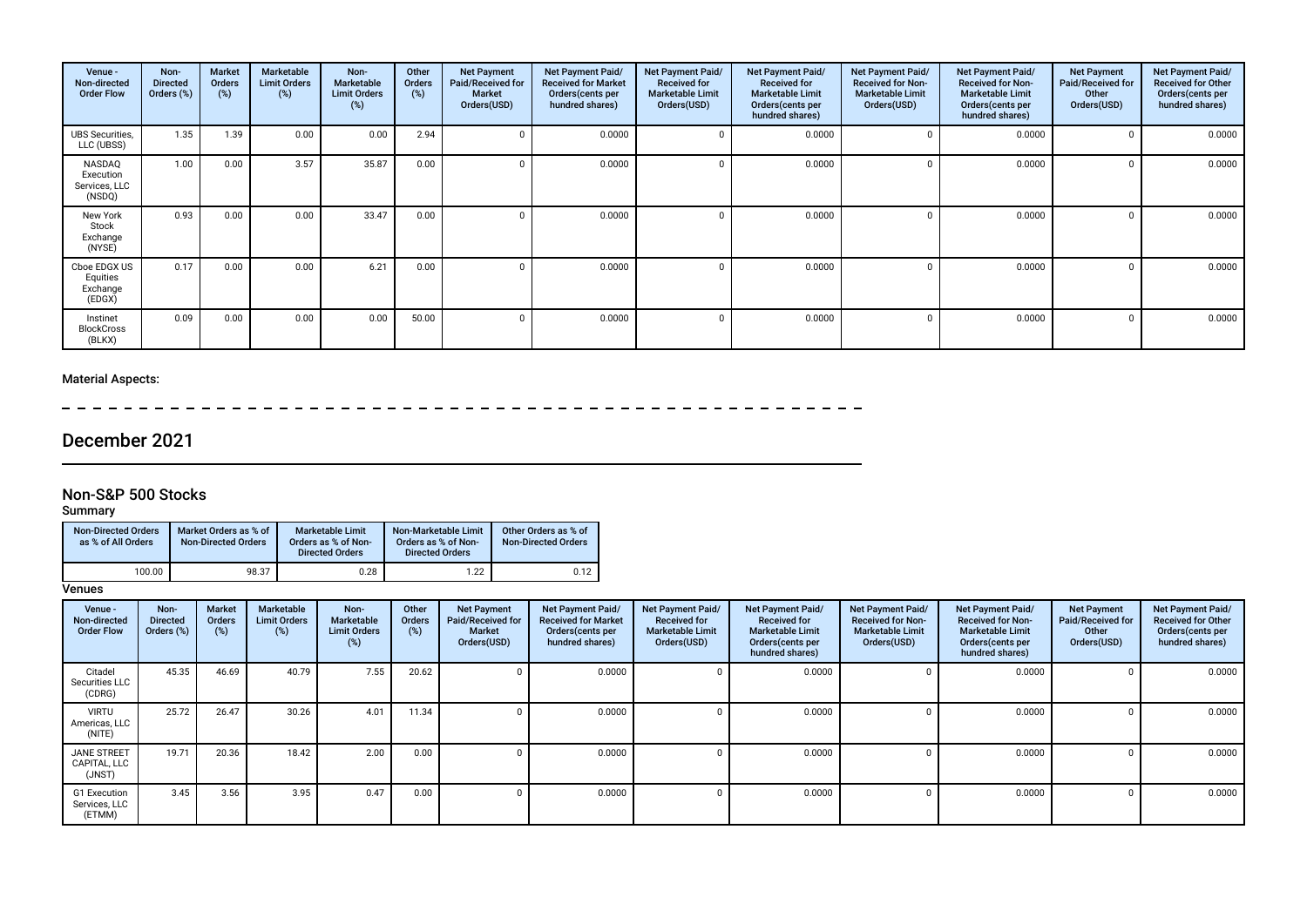| Venue - Non-directed Order Flow | Non-Directed Orders (%) | Market Orders (%) | Marketable Limit Orders (%) | Non-Marketable Limit Orders (%) | Other Orders (%) | Net Payment Paid/Received for Market Orders(USD) | Net Payment Paid/ Received for Market Orders(cents per hundred shares) | Net Payment Paid/ Received for Marketable Limit Orders(USD) | Net Payment Paid/ Received for Marketable Limit Orders(cents per hundred shares) | Net Payment Paid/ Received for Non-Marketable Limit Orders(USD) | Net Payment Paid/ Received for Non-Marketable Limit Orders(cents per hundred shares) | Net Payment Paid/Received for Other Orders(USD) | Net Payment Paid/ Received for Other Orders(cents per hundred shares) |
|---|---|---|---|---|---|---|---|---|---|---|---|---|---|
| UBS Securities, LLC (UBSS) | 1.35 | 1.39 | 0.00 | 0.00 | 2.94 | 0 | 0.0000 | 0 | 0.0000 | 0 | 0.0000 | 0 | 0.0000 |
| NASDAQ Execution Services, LLC (NSDQ) | 1.00 | 0.00 | 3.57 | 35.87 | 0.00 | 0 | 0.0000 | 0 | 0.0000 | 0 | 0.0000 | 0 | 0.0000 |
| New York Stock Exchange (NYSE) | 0.93 | 0.00 | 0.00 | 33.47 | 0.00 | 0 | 0.0000 | 0 | 0.0000 | 0 | 0.0000 | 0 | 0.0000 |
| Cboe EDGX US Equities Exchange (EDGX) | 0.17 | 0.00 | 0.00 | 6.21 | 0.00 | 0 | 0.0000 | 0 | 0.0000 | 0 | 0.0000 | 0 | 0.0000 |
| Instinet BlockCross (BLKX) | 0.09 | 0.00 | 0.00 | 0.00 | 50.00 | 0 | 0.0000 | 0 | 0.0000 | 0 | 0.0000 | 0 | 0.0000 |

**Material Aspects:**

# December 2021

## Non-S&P 500 Stocks

### Summary

| Non-Directed Orders as % of All Orders | Market Orders as % of Non-Directed Orders | Marketable Limit Orders as % of Non-Directed Orders | Non-Marketable Limit Orders as % of Non-Directed Orders | Other Orders as % of Non-Directed Orders |
|---|---|---|---|---|
| 100.00 | 98.37 | 0.28 | 1.22 | 0.12 |

### Venues

| Venue - Non-directed Order Flow | Non-Directed Orders (%) | Market Orders (%) | Marketable Limit Orders (%) | Non-Marketable Limit Orders (%) | Other Orders (%) | Net Payment Paid/Received for Market Orders(USD) | Net Payment Paid/ Received for Market Orders(cents per hundred shares) | Net Payment Paid/ Received for Marketable Limit Orders(USD) | Net Payment Paid/ Received for Marketable Limit Orders(cents per hundred shares) | Net Payment Paid/ Received for Non-Marketable Limit Orders(USD) | Net Payment Paid/ Received for Non-Marketable Limit Orders(cents per hundred shares) | Net Payment Paid/Received for Other Orders(USD) | Net Payment Paid/ Received for Other Orders(cents per hundred shares) |
|---|---|---|---|---|---|---|---|---|---|---|---|---|---|
| Citadel Securities LLC (CDRG) | 45.35 | 46.69 | 40.79 | 7.55 | 20.62 | 0 | 0.0000 | 0 | 0.0000 | 0 | 0.0000 | 0 | 0.0000 |
| VIRTU Americas, LLC (NITE) | 25.72 | 26.47 | 30.26 | 4.01 | 11.34 | 0 | 0.0000 | 0 | 0.0000 | 0 | 0.0000 | 0 | 0.0000 |
| JANE STREET CAPITAL, LLC (JNST) | 19.71 | 20.36 | 18.42 | 2.00 | 0.00 | 0 | 0.0000 | 0 | 0.0000 | 0 | 0.0000 | 0 | 0.0000 |
| G1 Execution Services, LLC (ETMM) | 3.45 | 3.56 | 3.95 | 0.47 | 0.00 | 0 | 0.0000 | 0 | 0.0000 | 0 | 0.0000 | 0 | 0.0000 |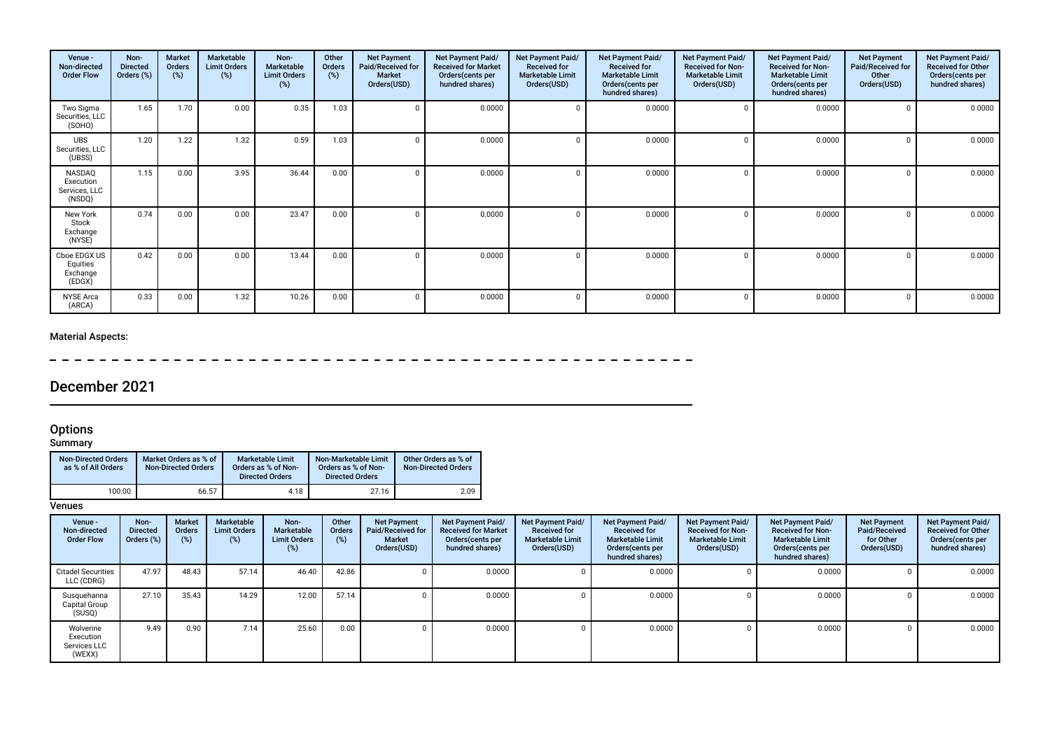| Venue - Non-directed Order Flow | Non-Directed Orders (%) | Market Orders (%) | Marketable Limit Orders (%) | Non-Marketable Limit Orders (%) | Other Orders (%) | Net Payment Paid/Received for Market Orders(USD) | Net Payment Paid/ Received for Market Orders(cents per hundred shares) | Net Payment Paid/ Received for Marketable Limit Orders(USD) | Net Payment Paid/ Received for Marketable Limit Orders(cents per hundred shares) | Net Payment Paid/ Received for Non-Marketable Limit Orders(USD) | Net Payment Paid/ Received for Non-Marketable Limit Orders(cents per hundred shares) | Net Payment Paid/Received for Other Orders(USD) | Net Payment Paid/ Received for Other Orders(cents per hundred shares) |
|---|---|---|---|---|---|---|---|---|---|---|---|---|---|
| Two Sigma Securities, LLC (SOHO) | 1.65 | 1.70 | 0.00 | 0.35 | 1.03 | 0 | 0.0000 | 0 | 0.0000 | 0 | 0.0000 | 0 | 0.0000 |
| UBS Securities, LLC (UBSS) | 1.20 | 1.22 | 1.32 | 0.59 | 1.03 | 0 | 0.0000 | 0 | 0.0000 | 0 | 0.0000 | 0 | 0.0000 |
| NASDAQ Execution Services, LLC (NSDQ) | 1.15 | 0.00 | 3.95 | 36.44 | 0.00 | 0 | 0.0000 | 0 | 0.0000 | 0 | 0.0000 | 0 | 0.0000 |
| New York Stock Exchange (NYSE) | 0.74 | 0.00 | 0.00 | 23.47 | 0.00 | 0 | 0.0000 | 0 | 0.0000 | 0 | 0.0000 | 0 | 0.0000 |
| Cboe EDGX US Equities Exchange (EDGX) | 0.42 | 0.00 | 0.00 | 13.44 | 0.00 | 0 | 0.0000 | 0 | 0.0000 | 0 | 0.0000 | 0 | 0.0000 |
| NYSE Arca (ARCA) | 0.33 | 0.00 | 1.32 | 10.26 | 0.00 | 0 | 0.0000 | 0 | 0.0000 | 0 | 0.0000 | 0 | 0.0000 |

**Material Aspects:**

# December 2021

## Options

### Summary

| Non-Directed Orders as % of All Orders | Market Orders as % of Non-Directed Orders | Marketable Limit Orders as % of Non-Directed Orders | Non-Marketable Limit Orders as % of Non-Directed Orders | Other Orders as % of Non-Directed Orders |
|---|---|---|---|---|
| 100.00 | 66.57 | 4.18 | 27.16 | 2.09 |

### Venues

| Venue - Non-directed Order Flow | Non-Directed Orders (%) | Market Orders (%) | Marketable Limit Orders (%) | Non-Marketable Limit Orders (%) | Other Orders (%) | Net Payment Paid/Received for Market Orders(USD) | Net Payment Paid/ Received for Market Orders(cents per hundred shares) | Net Payment Paid/ Received for Marketable Limit Orders(USD) | Net Payment Paid/ Received for Marketable Limit Orders(cents per hundred shares) | Net Payment Paid/ Received for Non-Marketable Limit Orders(USD) | Net Payment Paid/ Received for Non-Marketable Limit Orders(cents per hundred shares) | Net Payment Paid/Received for Other Orders(USD) | Net Payment Paid/ Received for Other Orders(cents per hundred shares) |
|---|---|---|---|---|---|---|---|---|---|---|---|---|---|
| Citadel Securities LLC (CDRG) | 47.97 | 48.43 | 57.14 | 46.40 | 42.86 | 0 | 0.0000 | 0 | 0.0000 | 0 | 0.0000 | 0 | 0.0000 |
| Susquehanna Capital Group (SUSQ) | 27.10 | 35.43 | 14.29 | 12.00 | 57.14 | 0 | 0.0000 | 0 | 0.0000 | 0 | 0.0000 | 0 | 0.0000 |
| Wolverine Execution Services LLC (WEXX) | 9.49 | 0.90 | 7.14 | 25.60 | 0.00 | 0 | 0.0000 | 0 | 0.0000 | 0 | 0.0000 | 0 | 0.0000 |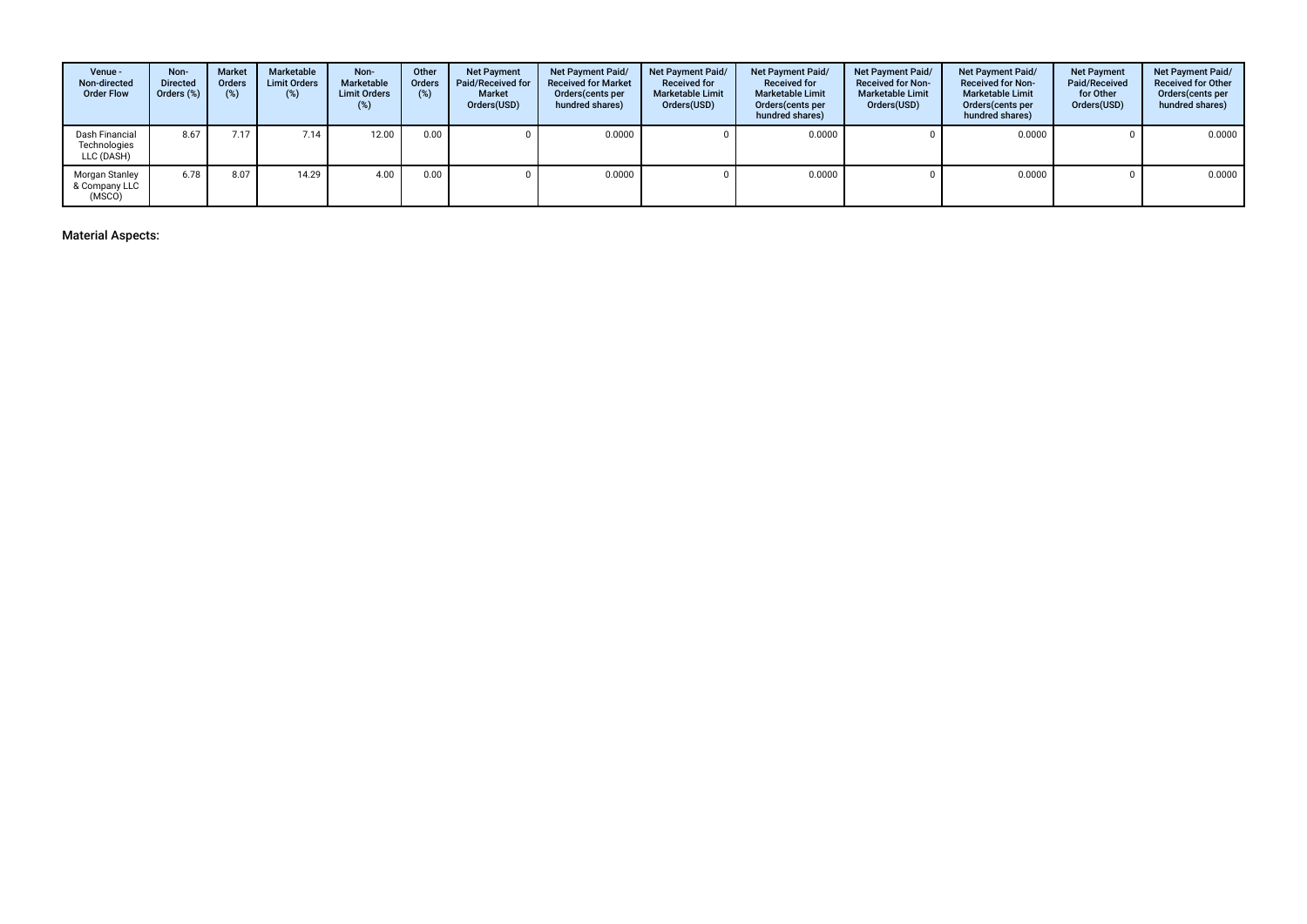| Venue - Non-directed Order Flow | Non-Directed Orders (%) | Market Orders (%) | Marketable Limit Orders (%) | Non-Marketable Limit Orders (%) | Other Orders (%) | Net Payment Paid/Received for Market Orders(USD) | Net Payment Paid/ Received for Market Orders(cents per hundred shares) | Net Payment Paid/ Received for Marketable Limit Orders(USD) | Net Payment Paid/ Received for Marketable Limit Orders(cents per hundred shares) | Net Payment Paid/ Received for Non-Marketable Limit Orders(USD) | Net Payment Paid/ Received for Non-Marketable Limit Orders(cents per hundred shares) | Net Payment Paid/Received for Other Orders(USD) | Net Payment Paid/ Received for Other Orders(cents per hundred shares) |
|---|---|---|---|---|---|---|---|---|---|---|---|---|---|
| Dash Financial Technologies LLC (DASH) | 8.67 | 7.17 | 7.14 | 12.00 | 0.00 | 0 | 0.0000 | 0 | 0.0000 | 0 | 0.0000 | 0 | 0.0000 |
| Morgan Stanley & Company LLC (MSCO) | 6.78 | 8.07 | 14.29 | 4.00 | 0.00 | 0 | 0.0000 | 0 | 0.0000 | 0 | 0.0000 | 0 | 0.0000 |

Material Aspects: